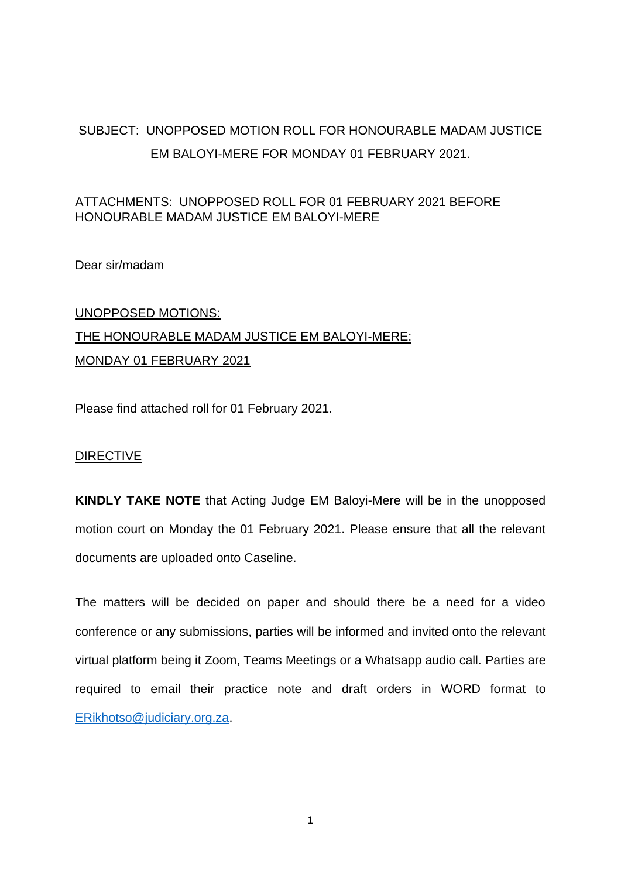SUBJECT: UNOPPOSED MOTION ROLL FOR HONOURABLE MADAM JUSTICE EM BALOYI-MERE FOR MONDAY 01 FEBRUARY 2021.

ATTACHMENTS: UNOPPOSED ROLL FOR 01 FEBRUARY 2021 BEFORE HONOURABLE MADAM JUSTICE EM BALOYI-MERE

Dear sir/madam

<u>UNOPPOSED MOTIONS:</u>
<u>THE HONOURABLE MADAM JUSTICE EM BALOYI-MERE:</u>
<u>MONDAY 01 FEBRUARY 2021</u>

Please find attached roll for 01 February 2021.

<u>DIRECTIVE</u>

**KINDLY TAKE NOTE** that Acting Judge EM Baloyi-Mere will be in the unopposed motion court on Monday the 01 February 2021. Please ensure that all the relevant documents are uploaded onto Caseline.

The matters will be decided on paper and should there be a need for a video conference or any submissions, parties will be informed and invited onto the relevant virtual platform being it Zoom, Teams Meetings or a Whatsapp audio call. Parties are required to email their practice note and draft orders in <u>WORD</u> format to ERikhotso@judiciary.org.za.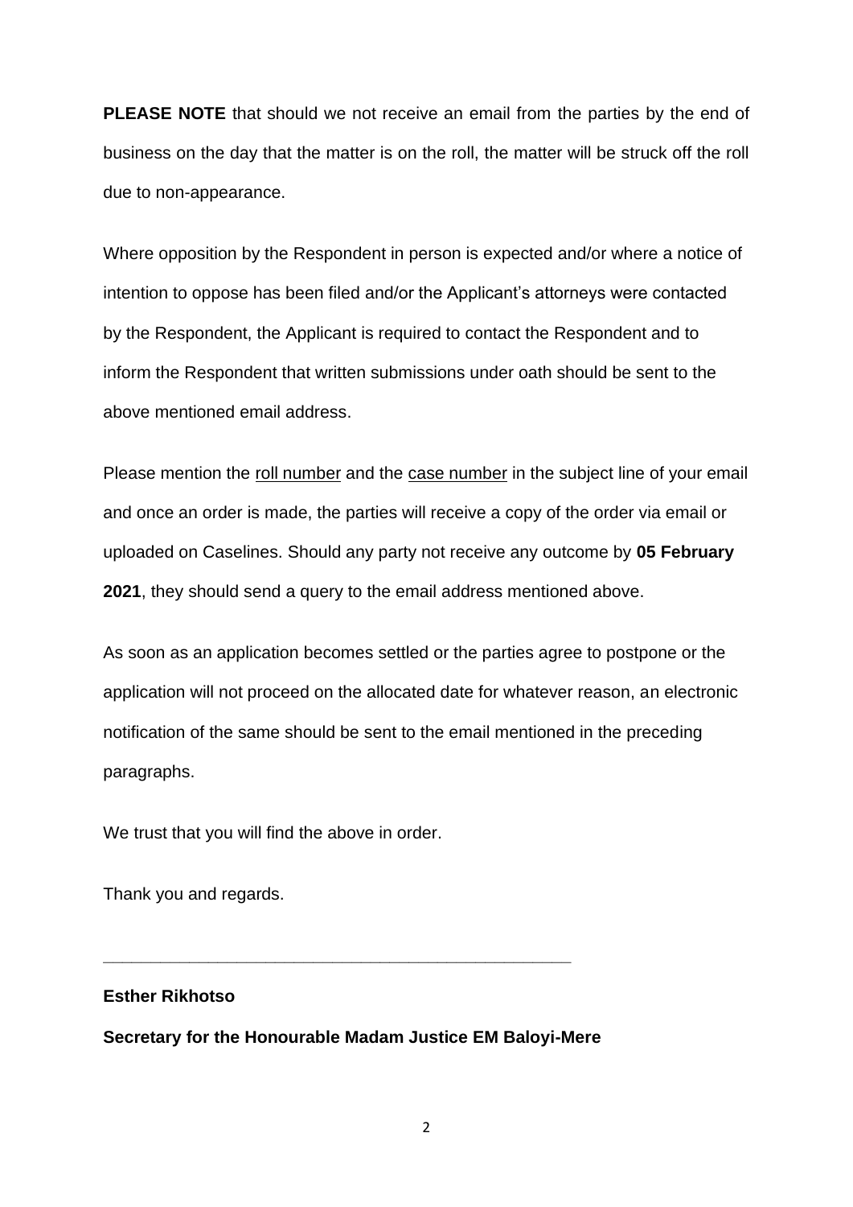**PLEASE NOTE** that should we not receive an email from the parties by the end of business on the day that the matter is on the roll, the matter will be struck off the roll due to non-appearance.

Where opposition by the Respondent in person is expected and/or where a notice of intention to oppose has been filed and/or the Applicant's attorneys were contacted by the Respondent, the Applicant is required to contact the Respondent and to inform the Respondent that written submissions under oath should be sent to the above mentioned email address.

Please mention the <u>roll number</u> and the <u>case number</u> in the subject line of your email and once an order is made, the parties will receive a copy of the order via email or uploaded on Caselines. Should any party not receive any outcome by **05 February 2021**, they should send a query to the email address mentioned above.

As soon as an application becomes settled or the parties agree to postpone or the application will not proceed on the allocated date for whatever reason, an electronic notification of the same should be sent to the email mentioned in the preceding paragraphs.

We trust that you will find the above in order.

Thank you and regards.

\_\_\_\_\_\_\_\_\_\_\_\_\_\_\_\_\_\_\_\_\_\_\_\_\_\_\_\_\_\_\_\_\_\_\_\_\_\_\_\_\_\_\_\_\_\_\_\_

**Esther Rikhotso**

**Secretary for the Honourable Madam Justice EM Baloyi-Mere**